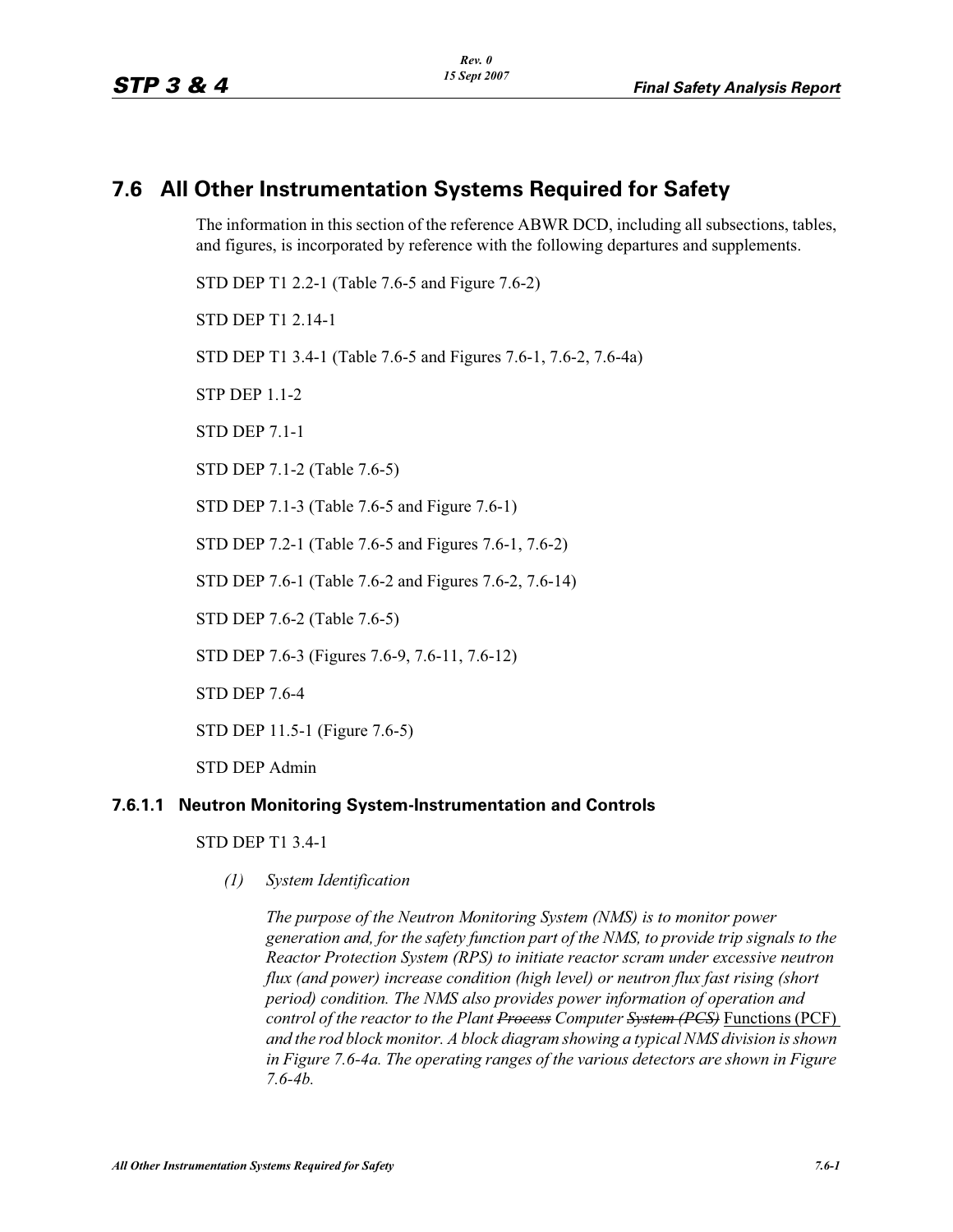## 7.6 All Other Instrumentation Systems Required for Safety

The information in this section of the reference ABWR DCD, including all subsections, tables, and figures, is incorporated by reference with the following departures and supplements.

STD DEP T1 2.2-1 (Table 7.6-5 and Figure 7.6-2)

STD DEP T1 2.14-1

STD DEP T1 3.4-1 (Table 7.6-5 and Figures 7.6-1, 7.6-2, 7.6-4a)

STP DEP 1.1-2

STD DEP 7.1-1

STD DEP 7.1-2 (Table 7.6-5)

STD DEP 7.1-3 (Table 7.6-5 and Figure 7.6-1)

STD DEP 7.2-1 (Table 7.6-5 and Figures 7.6-1, 7.6-2)

STD DEP 7.6-1 (Table 7.6-2 and Figures 7.6-2, 7.6-14)

STD DEP 7.6-2 (Table 7.6-5)

STD DEP 7.6-3 (Figures 7.6-9, 7.6-11, 7.6-12)

STD DEP 7.6-4

STD DEP 11.5-1 (Figure 7.6-5)

STD DEP Admin

### 7.6.1.1 Neutron Monitoring System-Instrumentation and Controls

STD DEP T1 3.4-1

*(1) System Identification*

*The purpose of the Neutron Monitoring System (NMS) is to monitor power generation and, for the safety function part of the NMS, to provide trip signals to the Reactor Protection System (RPS) to initiate reactor scram under excessive neutron flux (and power) increase condition (high level) or neutron flux fast rising (short period) condition. The NMS also provides power information of operation and control of the reactor to the Plant ~~Process~~ Computer ~~System (PCS)~~* Functions (PCF) *and the rod block monitor. A block diagram showing a typical NMS division is shown in Figure 7.6-4a. The operating ranges of the various detectors are shown in Figure 7.6-4b.*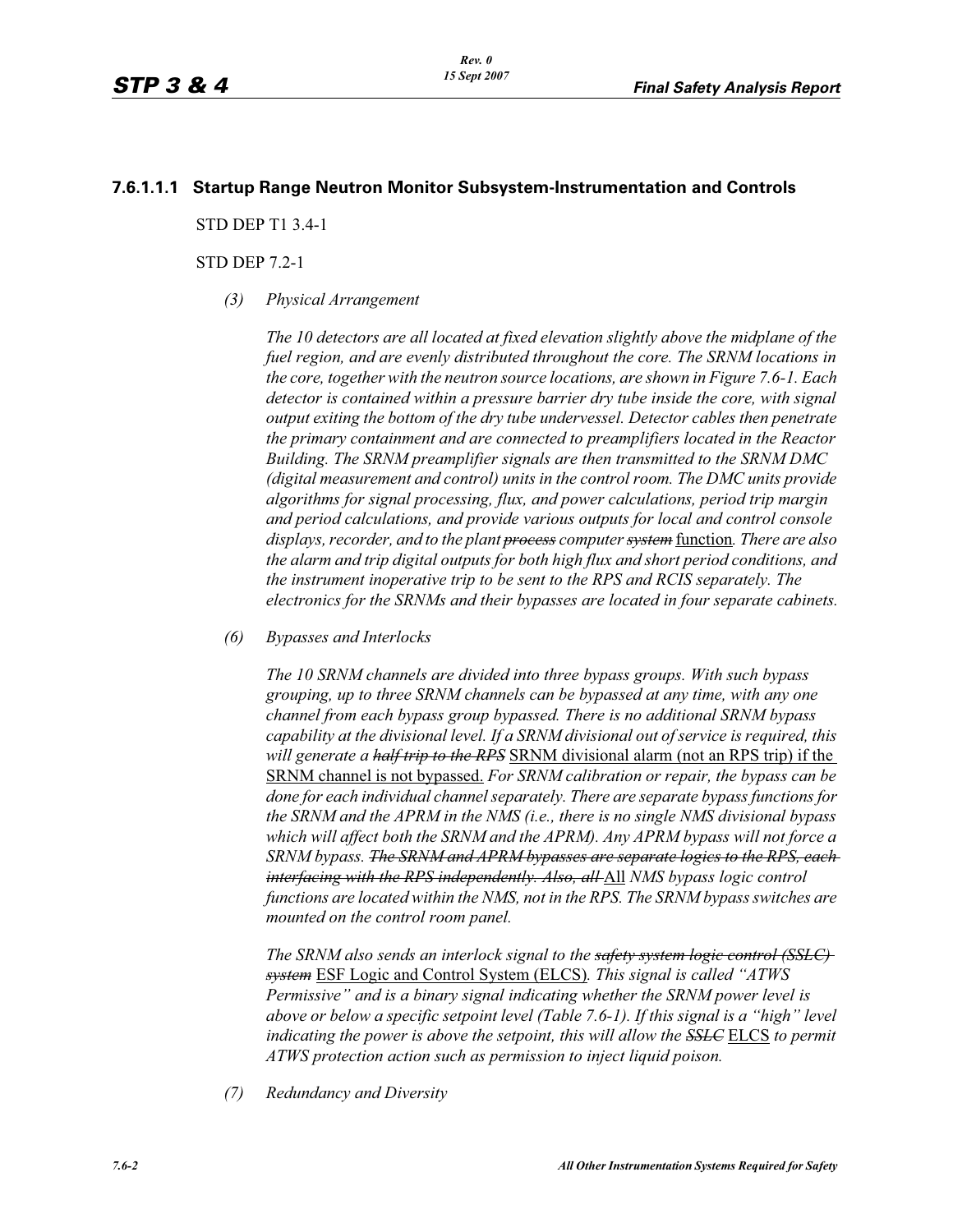### 7.6.1.1.1 Startup Range Neutron Monitor Subsystem-Instrumentation and Controls

STD DEP T1 3.4-1

STD DEP 7.2-1

*(3) Physical Arrangement*

*The 10 detectors are all located at fixed elevation slightly above the midplane of the fuel region, and are evenly distributed throughout the core. The SRNM locations in the core, together with the neutron source locations, are shown in Figure 7.6-1. Each detector is contained within a pressure barrier dry tube inside the core, with signal output exiting the bottom of the dry tube undervessel. Detector cables then penetrate the primary containment and are connected to preamplifiers located in the Reactor Building. The SRNM preamplifier signals are then transmitted to the SRNM DMC (digital measurement and control) units in the control room. The DMC units provide algorithms for signal processing, flux, and power calculations, period trip margin and period calculations, and provide various outputs for local and control console displays, recorder, and to the plant ~~process~~ computer ~~system~~* function*. There are also the alarm and trip digital outputs for both high flux and short period conditions, and the instrument inoperative trip to be sent to the RPS and RCIS separately. The electronics for the SRNMs and their bypasses are located in four separate cabinets.*

*(6) Bypasses and Interlocks*

*The 10 SRNM channels are divided into three bypass groups. With such bypass grouping, up to three SRNM channels can be bypassed at any time, with any one channel from each bypass group bypassed. There is no additional SRNM bypass capability at the divisional level. If a SRNM divisional out of service is required, this will generate a ~~half trip to the RPS~~* SRNM divisional alarm (not an RPS trip) if the SRNM channel is not bypassed. *For SRNM calibration or repair, the bypass can be done for each individual channel separately. There are separate bypass functions for the SRNM and the APRM in the NMS (i.e., there is no single NMS divisional bypass which will affect both the SRNM and the APRM). Any APRM bypass will not force a SRNM bypass. ~~The SRNM and APRM bypasses are separate logics to the RPS, each interfacing with the RPS independently. Also, all~~* All *NMS bypass logic control functions are located within the NMS, not in the RPS. The SRNM bypass switches are mounted on the control room panel.*

*The SRNM also sends an interlock signal to the ~~safety system logic control (SSLC) system~~* ESF Logic and Control System (ELCS)*. This signal is called "ATWS Permissive" and is a binary signal indicating whether the SRNM power level is above or below a specific setpoint level (Table 7.6-1). If this signal is a "high" level indicating the power is above the setpoint, this will allow the ~~SSLC~~* ELCS *to permit ATWS protection action such as permission to inject liquid poison.*

*(7) Redundancy and Diversity*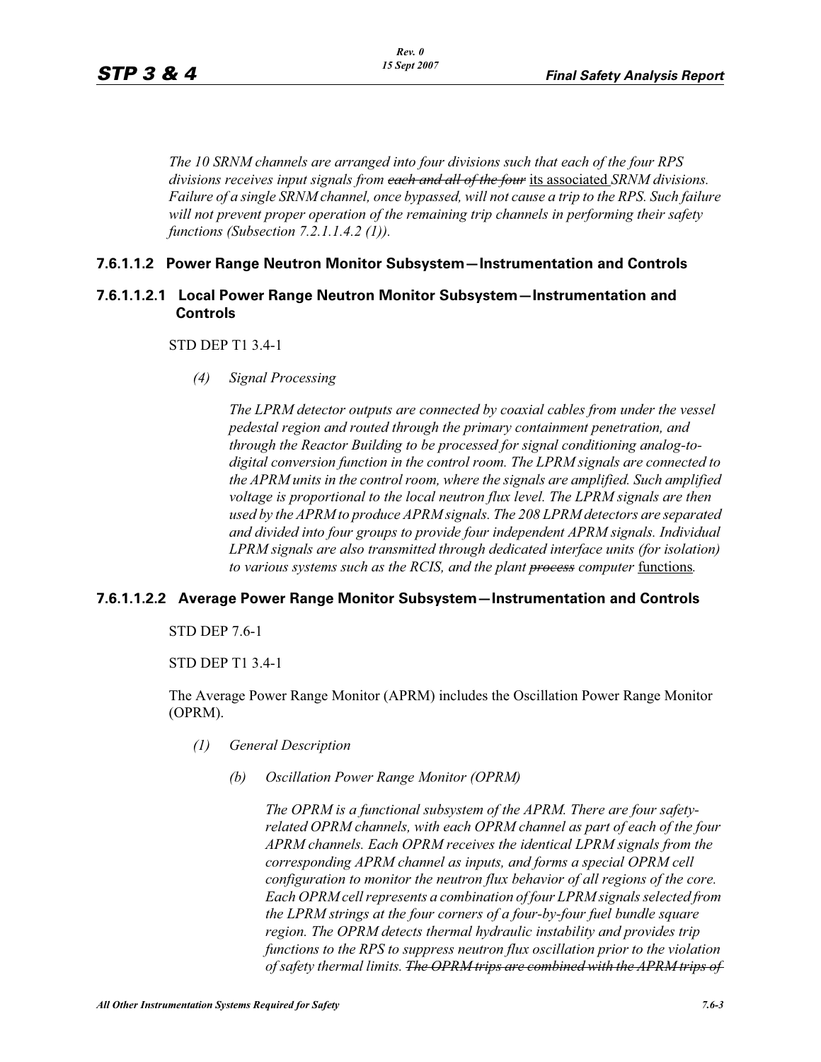*The 10 SRNM channels are arranged into four divisions such that each of the four RPS divisions receives input signals from ~~each and all of the four~~* its associated *SRNM divisions. Failure of a single SRNM channel, once bypassed, will not cause a trip to the RPS. Such failure will not prevent proper operation of the remaining trip channels in performing their safety functions (Subsection 7.2.1.1.4.2 (1)).*

### 7.6.1.1.2 Power Range Neutron Monitor Subsystem—Instrumentation and Controls

#### 7.6.1.1.2.1 Local Power Range Neutron Monitor Subsystem—Instrumentation and Controls

STD DEP T1 3.4-1

*(4) Signal Processing*

*The LPRM detector outputs are connected by coaxial cables from under the vessel pedestal region and routed through the primary containment penetration, and through the Reactor Building to be processed for signal conditioning analog-to-digital conversion function in the control room. The LPRM signals are connected to the APRM units in the control room, where the signals are amplified. Such amplified voltage is proportional to the local neutron flux level. The LPRM signals are then used by the APRM to produce APRM signals. The 208 LPRM detectors are separated and divided into four groups to provide four independent APRM signals. Individual LPRM signals are also transmitted through dedicated interface units (for isolation) to various systems such as the RCIS, and the plant ~~process~~ computer* functions*.*

#### 7.6.1.1.2.2 Average Power Range Monitor Subsystem—Instrumentation and Controls

STD DEP 7.6-1

STD DEP T1 3.4-1

The Average Power Range Monitor (APRM) includes the Oscillation Power Range Monitor (OPRM).

*(1) General Description*

*(b) Oscillation Power Range Monitor (OPRM)*

*The OPRM is a functional subsystem of the APRM. There are four safety-related OPRM channels, with each OPRM channel as part of each of the four APRM channels. Each OPRM receives the identical LPRM signals from the corresponding APRM channel as inputs, and forms a special OPRM cell configuration to monitor the neutron flux behavior of all regions of the core. Each OPRM cell represents a combination of four LPRM signals selected from the LPRM strings at the four corners of a four-by-four fuel bundle square region. The OPRM detects thermal hydraulic instability and provides trip functions to the RPS to suppress neutron flux oscillation prior to the violation of safety thermal limits. ~~The OPRM trips are combined with the APRM trips of~~*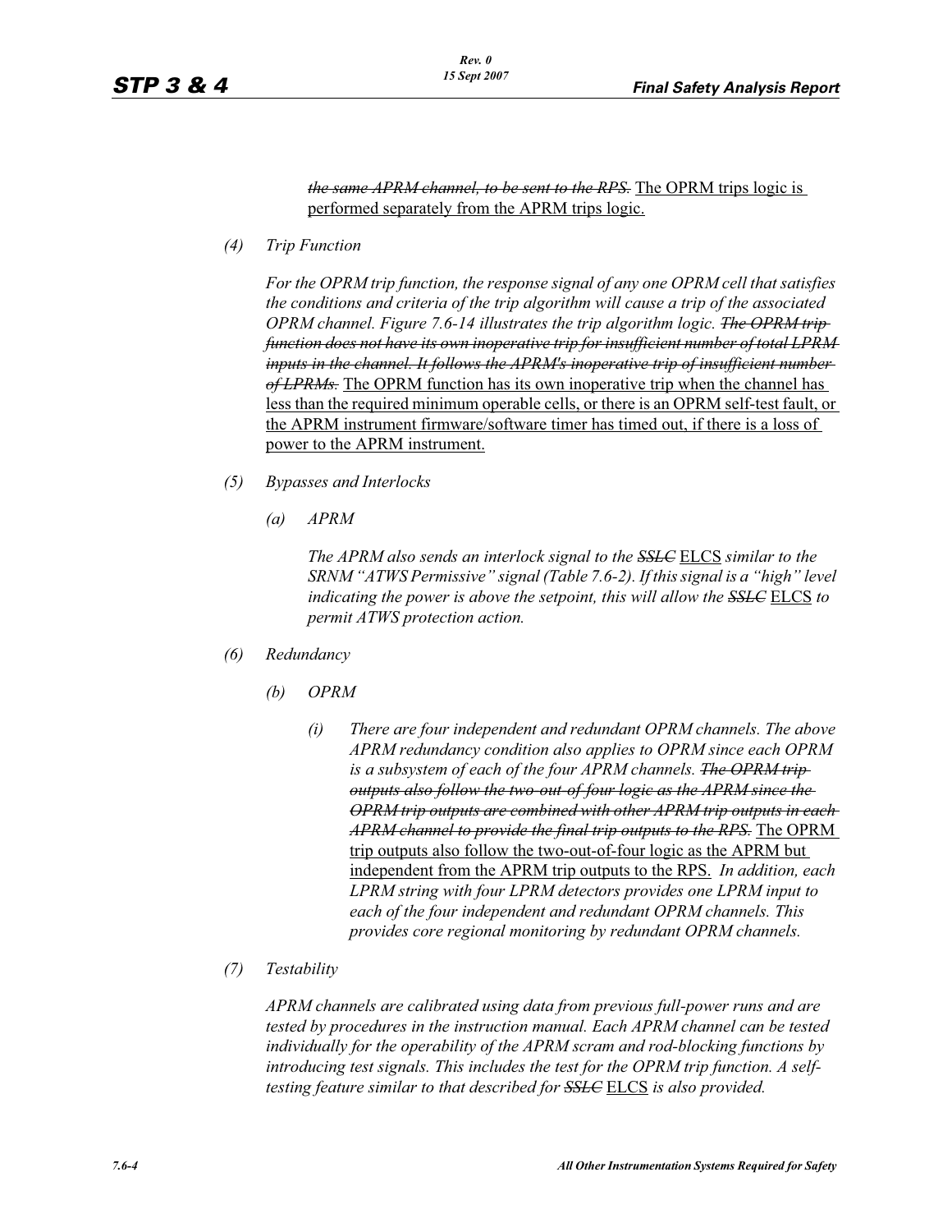*~~the same APRM channel, to be sent to the RPS.~~* The OPRM trips logic is performed separately from the APRM trips logic.

*(4) Trip Function*

*For the OPRM trip function, the response signal of any one OPRM cell that satisfies the conditions and criteria of the trip algorithm will cause a trip of the associated OPRM channel. Figure 7.6-14 illustrates the trip algorithm logic. ~~The OPRM trip function does not have its own inoperative trip for insufficient number of total LPRM inputs in the channel. It follows the APRM's inoperative trip of insufficient number of LPRMs.~~* The OPRM function has its own inoperative trip when the channel has less than the required minimum operable cells, or there is an OPRM self-test fault, or the APRM instrument firmware/software timer has timed out, if there is a loss of power to the APRM instrument.

*(5) Bypasses and Interlocks*

*(a) APRM*

*The APRM also sends an interlock signal to the ~~SSLC~~* ELCS *similar to the SRNM "ATWS Permissive" signal (Table 7.6-2). If this signal is a "high" level indicating the power is above the setpoint, this will allow the ~~SSLC~~* ELCS *to permit ATWS protection action.*

*(6) Redundancy*

*(b) OPRM*

*(i) There are four independent and redundant OPRM channels. The above APRM redundancy condition also applies to OPRM since each OPRM is a subsystem of each of the four APRM channels. ~~The OPRM trip outputs also follow the two-out-of-four logic as the APRM since the OPRM trip outputs are combined with other APRM trip outputs in each APRM channel to provide the final trip outputs to the RPS.~~* The OPRM trip outputs also follow the two-out-of-four logic as the APRM but independent from the APRM trip outputs to the RPS. *In addition, each LPRM string with four LPRM detectors provides one LPRM input to each of the four independent and redundant OPRM channels. This provides core regional monitoring by redundant OPRM channels.*

*(7) Testability*

*APRM channels are calibrated using data from previous full-power runs and are tested by procedures in the instruction manual. Each APRM channel can be tested individually for the operability of the APRM scram and rod-blocking functions by introducing test signals. This includes the test for the OPRM trip function. A self-testing feature similar to that described for ~~SSLC~~* ELCS *is also provided.*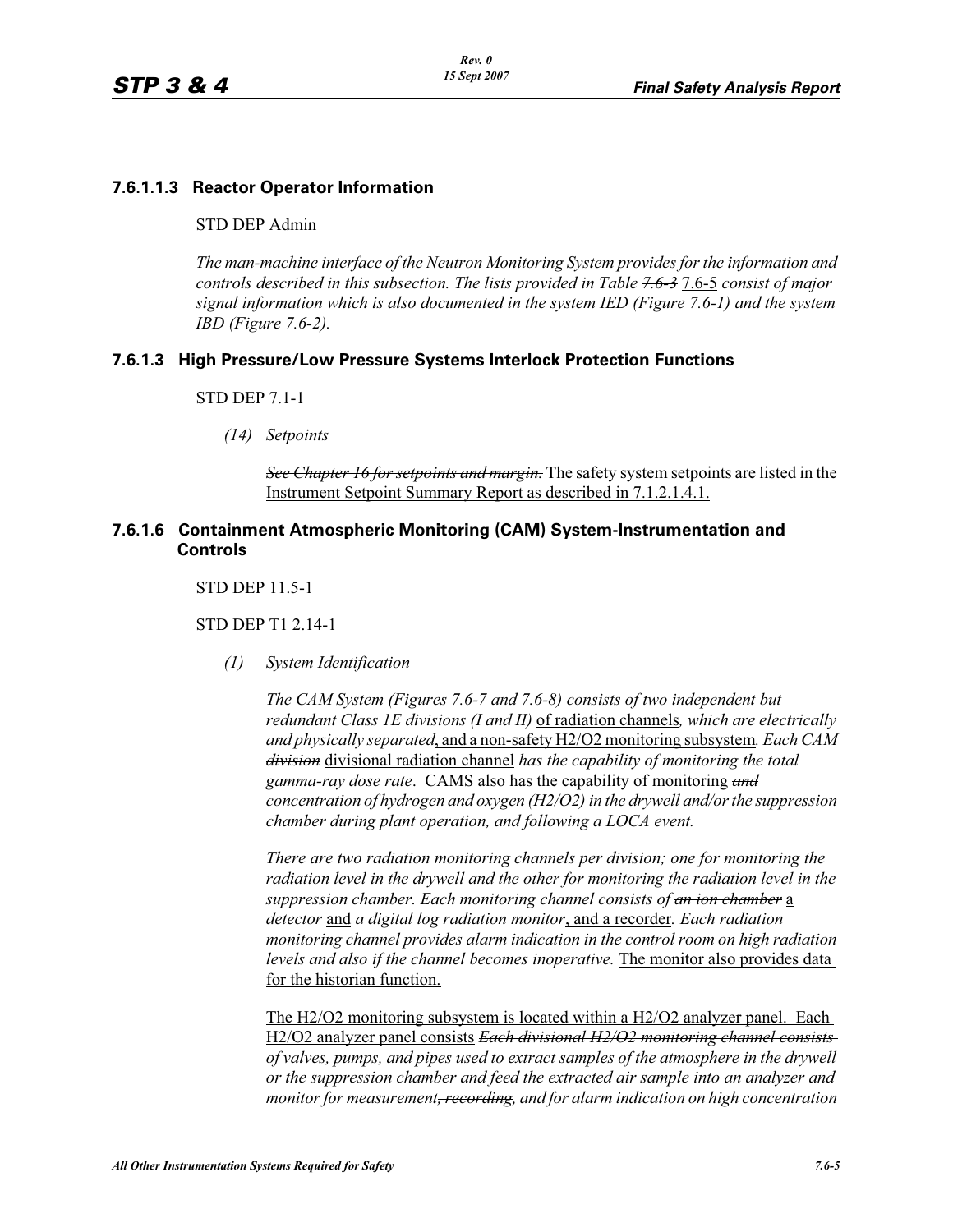### 7.6.1.1.3 Reactor Operator Information

STD DEP Admin

*The man-machine interface of the Neutron Monitoring System provides for the information and controls described in this subsection. The lists provided in Table ~~7.6-3~~* 7.6-5 *consist of major signal information which is also documented in the system IED (Figure 7.6-1) and the system IBD (Figure 7.6-2).*

### 7.6.1.3 High Pressure/Low Pressure Systems Interlock Protection Functions

STD DEP 7.1-1

*(14) Setpoints*

*~~See Chapter 16 for setpoints and margin.~~* The safety system setpoints are listed in the Instrument Setpoint Summary Report as described in 7.1.2.1.4.1.

### 7.6.1.6 Containment Atmospheric Monitoring (CAM) System-Instrumentation and Controls

STD DEP 11.5-1

STD DEP T1 2.14-1

*(1) System Identification*

*The CAM System (Figures 7.6-7 and 7.6-8) consists of two independent but redundant Class 1E divisions (I and II)* of radiation channels*, which are electrically and physically separated*, and a non-safety H2/O2 monitoring subsystem*. Each CAM ~~division~~* divisional radiation channel *has the capability of monitoring the total gamma-ray dose rate*. CAMS also has the capability of monitoring *~~and~~ concentration of hydrogen and oxygen (H2/O2) in the drywell and/or the suppression chamber during plant operation, and following a LOCA event.*

*There are two radiation monitoring channels per division; one for monitoring the radiation level in the drywell and the other for monitoring the radiation level in the suppression chamber. Each monitoring channel consists of ~~an ion chamber~~* a *detector* and *a digital log radiation monitor*, and a recorder*. Each radiation monitoring channel provides alarm indication in the control room on high radiation levels and also if the channel becomes inoperative.* The monitor also provides data for the historian function.

The H2/O2 monitoring subsystem is located within a H2/O2 analyzer panel. Each H2/O2 analyzer panel consists *~~Each divisional H2/O2 monitoring channel consists~~ of valves, pumps, and pipes used to extract samples of the atmosphere in the drywell or the suppression chamber and feed the extracted air sample into an analyzer and monitor for measurement~~, recording~~, and for alarm indication on high concentration*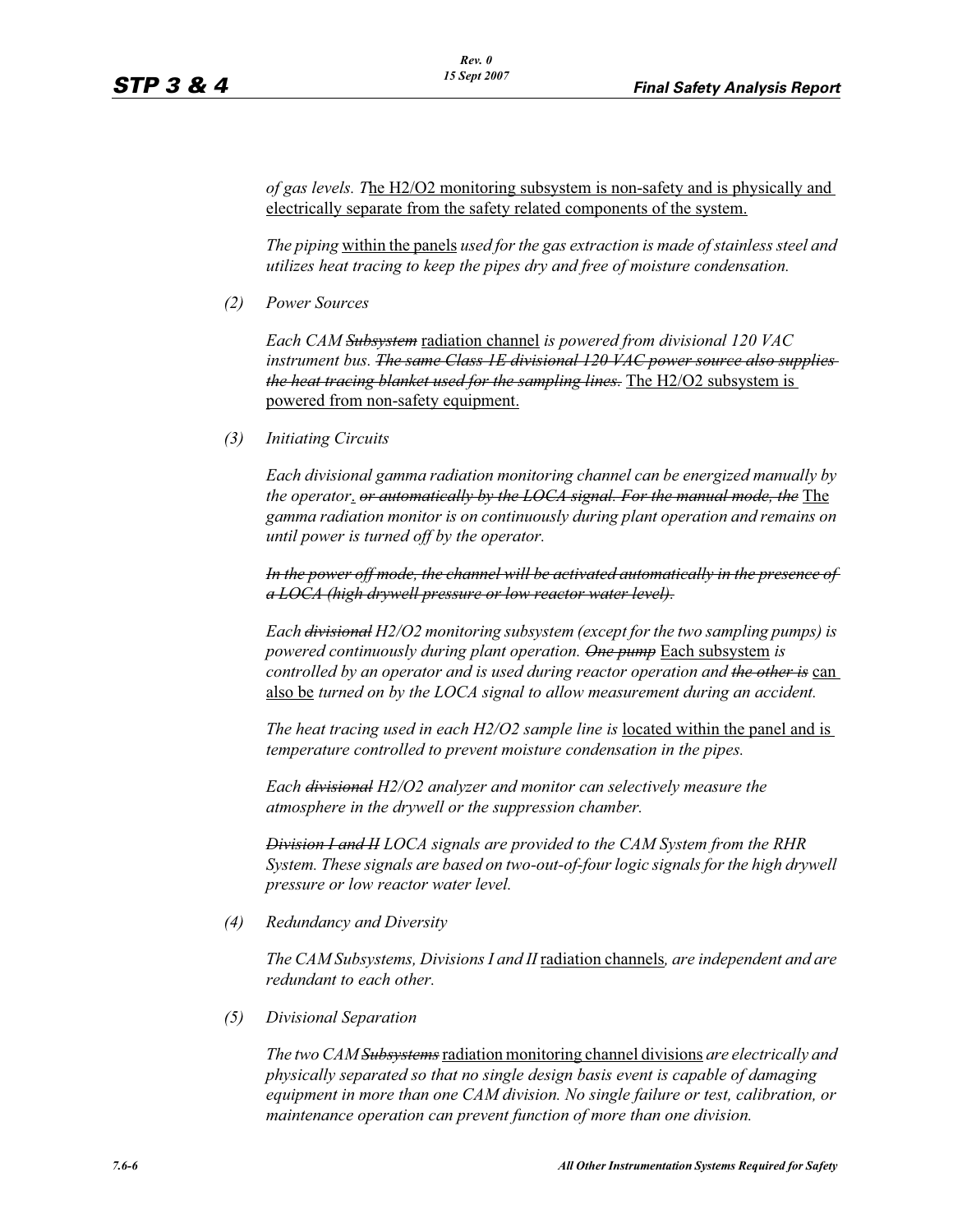*of gas levels. T*he H2/O2 monitoring subsystem is non-safety and is physically and electrically separate from the safety related components of the system.

*The piping* within the panels *used for the gas extraction is made of stainless steel and utilizes heat tracing to keep the pipes dry and free of moisture condensation.*

*(2) Power Sources*

*Each CAM ~~Subsystem~~* radiation channel *is powered from divisional 120 VAC instrument bus. ~~The same Class 1E divisional 120 VAC power source also supplies the heat tracing blanket used for the sampling lines.~~* The H2/O2 subsystem is powered from non-safety equipment.

*(3) Initiating Circuits*

*Each divisional gamma radiation monitoring channel can be energized manually by the operator*. *~~or automatically by the LOCA signal. For the manual mode, the~~* The *gamma radiation monitor is on continuously during plant operation and remains on until power is turned off by the operator.*

*~~In the power off mode, the channel will be activated automatically in the presence of a LOCA (high drywell pressure or low reactor water level).~~*

*Each ~~divisional~~ H2/O2 monitoring subsystem (except for the two sampling pumps) is powered continuously during plant operation. ~~One pump~~* Each subsystem *is controlled by an operator and is used during reactor operation and ~~the other is~~* can also be *turned on by the LOCA signal to allow measurement during an accident.*

*The heat tracing used in each H2/O2 sample line is* located within the panel and is *temperature controlled to prevent moisture condensation in the pipes.*

*Each ~~divisional~~ H2/O2 analyzer and monitor can selectively measure the atmosphere in the drywell or the suppression chamber.*

*~~Division I and II~~ LOCA signals are provided to the CAM System from the RHR System. These signals are based on two-out-of-four logic signals for the high drywell pressure or low reactor water level.*

*(4) Redundancy and Diversity*

*The CAM Subsystems, Divisions I and II* radiation channels*, are independent and are redundant to each other.*

*(5) Divisional Separation*

*The two CAM ~~Subsystems~~* radiation monitoring channel divisions *are electrically and physically separated so that no single design basis event is capable of damaging equipment in more than one CAM division. No single failure or test, calibration, or maintenance operation can prevent function of more than one division.*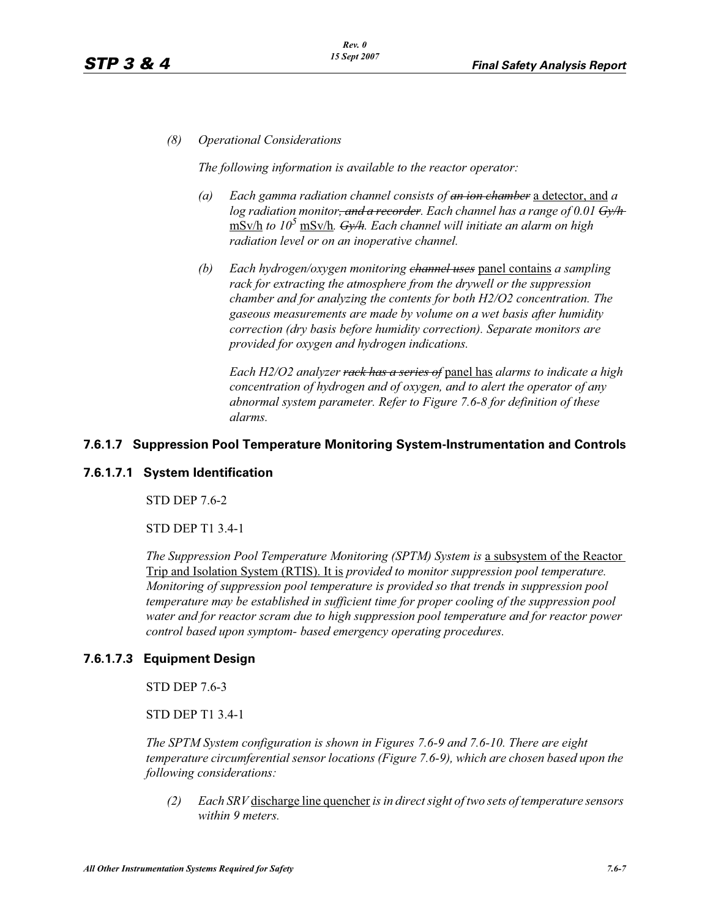*(8) Operational Considerations*

*The following information is available to the reactor operator:*

*(a) Each gamma radiation channel consists of ~~an ion chamber~~* a detector, and *a log radiation monitor~~, and a recorder~~. Each channel has a range of 0.01 ~~Gy/h~~* mSv/h *to $10^5$* mSv/h*. ~~Gy/h~~. Each channel will initiate an alarm on high radiation level or on an inoperative channel.*

*(b) Each hydrogen/oxygen monitoring ~~channel uses~~* panel contains *a sampling rack for extracting the atmosphere from the drywell or the suppression chamber and for analyzing the contents for both H2/O2 concentration. The gaseous measurements are made by volume on a wet basis after humidity correction (dry basis before humidity correction). Separate monitors are provided for oxygen and hydrogen indications.*

*Each H2/O2 analyzer ~~rack has a series of~~* panel has *alarms to indicate a high concentration of hydrogen and of oxygen, and to alert the operator of any abnormal system parameter. Refer to Figure 7.6-8 for definition of these alarms.*

### 7.6.1.7 Suppression Pool Temperature Monitoring System-Instrumentation and Controls

#### 7.6.1.7.1 System Identification

STD DEP 7.6-2

STD DEP T1 3.4-1

*The Suppression Pool Temperature Monitoring (SPTM) System is* a subsystem of the Reactor Trip and Isolation System (RTIS). It is *provided to monitor suppression pool temperature. Monitoring of suppression pool temperature is provided so that trends in suppression pool temperature may be established in sufficient time for proper cooling of the suppression pool water and for reactor scram due to high suppression pool temperature and for reactor power control based upon symptom- based emergency operating procedures.*

#### 7.6.1.7.3 Equipment Design

STD DEP 7.6-3

STD DEP T1 3.4-1

*The SPTM System configuration is shown in Figures 7.6-9 and 7.6-10. There are eight temperature circumferential sensor locations (Figure 7.6-9), which are chosen based upon the following considerations:*

*(2) Each SRV* discharge line quencher *is in direct sight of two sets of temperature sensors within 9 meters.*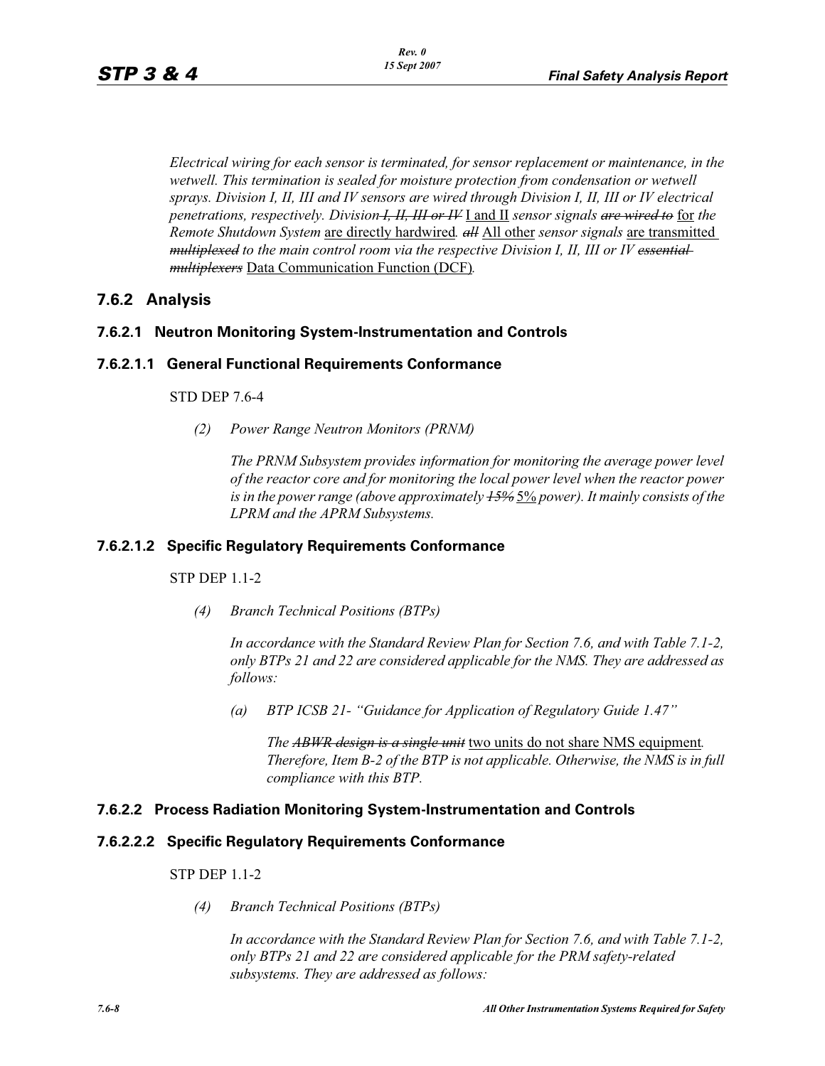*Electrical wiring for each sensor is terminated, for sensor replacement or maintenance, in the wetwell. This termination is sealed for moisture protection from condensation or wetwell sprays. Division I, II, III and IV sensors are wired through Division I, II, III or IV electrical penetrations, respectively. Division ~~I, II, III or IV~~* I and II *sensor signals ~~are wired to~~* for *the Remote Shutdown System* are directly hardwired*. ~~all~~* All other *sensor signals* are transmitted *~~multiplexed~~ to the main control room via the respective Division I, II, III or IV ~~essential multiplexers~~* Data Communication Function (DCF)*.*

## 7.6.2 Analysis

### 7.6.2.1 Neutron Monitoring System-Instrumentation and Controls

#### 7.6.2.1.1 General Functional Requirements Conformance

STD DEP 7.6-4

*(2) Power Range Neutron Monitors (PRNM)*

*The PRNM Subsystem provides information for monitoring the average power level of the reactor core and for monitoring the local power level when the reactor power is in the power range (above approximately ~~15%~~* 5% *power). It mainly consists of the LPRM and the APRM Subsystems.*

#### 7.6.2.1.2 Specific Regulatory Requirements Conformance

STP DEP 1.1-2

*(4) Branch Technical Positions (BTPs)*

*In accordance with the Standard Review Plan for Section 7.6, and with Table 7.1-2, only BTPs 21 and 22 are considered applicable for the NMS. They are addressed as follows:*

*(a) BTP ICSB 21- "Guidance for Application of Regulatory Guide 1.47"*

*The ~~ABWR design is a single unit~~* two units do not share NMS equipment*. Therefore, Item B-2 of the BTP is not applicable. Otherwise, the NMS is in full compliance with this BTP.*

### 7.6.2.2 Process Radiation Monitoring System-Instrumentation and Controls

#### 7.6.2.2.2 Specific Regulatory Requirements Conformance

STP DEP 1.1-2

*(4) Branch Technical Positions (BTPs)*

*In accordance with the Standard Review Plan for Section 7.6, and with Table 7.1-2, only BTPs 21 and 22 are considered applicable for the PRM safety-related subsystems. They are addressed as follows:*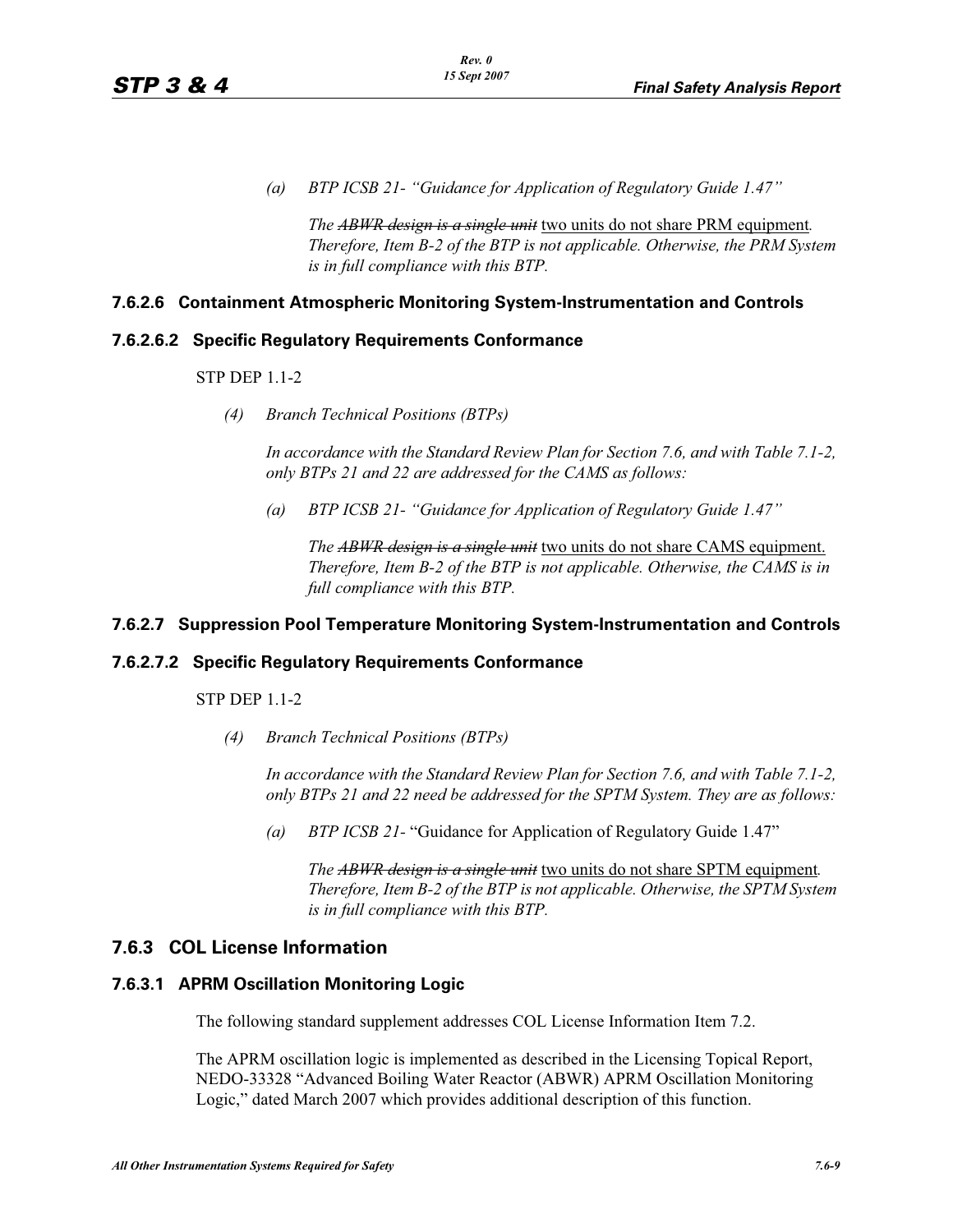(a) *BTP ICSB 21- "Guidance for Application of Regulatory Guide 1.47"*

*The ~~ABWR design is a single unit~~* two units do not share PRM equipment*. Therefore, Item B-2 of the BTP is not applicable. Otherwise, the PRM System is in full compliance with this BTP.*

### 7.6.2.6 Containment Atmospheric Monitoring System-Instrumentation and Controls

#### 7.6.2.6.2 Specific Regulatory Requirements Conformance

STP DEP 1.1-2

(4) *Branch Technical Positions (BTPs)*

*In accordance with the Standard Review Plan for Section 7.6, and with Table 7.1-2, only BTPs 21 and 22 are addressed for the CAMS as follows:*

(a) *BTP ICSB 21- "Guidance for Application of Regulatory Guide 1.47"*

*The ~~ABWR design is a single unit~~* two units do not share CAMS equipment. *Therefore, Item B-2 of the BTP is not applicable. Otherwise, the CAMS is in full compliance with this BTP.*

### 7.6.2.7 Suppression Pool Temperature Monitoring System-Instrumentation and Controls

#### 7.6.2.7.2 Specific Regulatory Requirements Conformance

STP DEP 1.1-2

(4) *Branch Technical Positions (BTPs)*

*In accordance with the Standard Review Plan for Section 7.6, and with Table 7.1-2, only BTPs 21 and 22 need be addressed for the SPTM System. They are as follows:*

(a) *BTP ICSB 21-* "Guidance for Application of Regulatory Guide 1.47"

*The ~~ABWR design is a single unit~~* two units do not share SPTM equipment*. Therefore, Item B-2 of the BTP is not applicable. Otherwise, the SPTM System is in full compliance with this BTP.*

## 7.6.3 COL License Information

### 7.6.3.1 APRM Oscillation Monitoring Logic

The following standard supplement addresses COL License Information Item 7.2.

The APRM oscillation logic is implemented as described in the Licensing Topical Report, NEDO-33328 "Advanced Boiling Water Reactor (ABWR) APRM Oscillation Monitoring Logic," dated March 2007 which provides additional description of this function.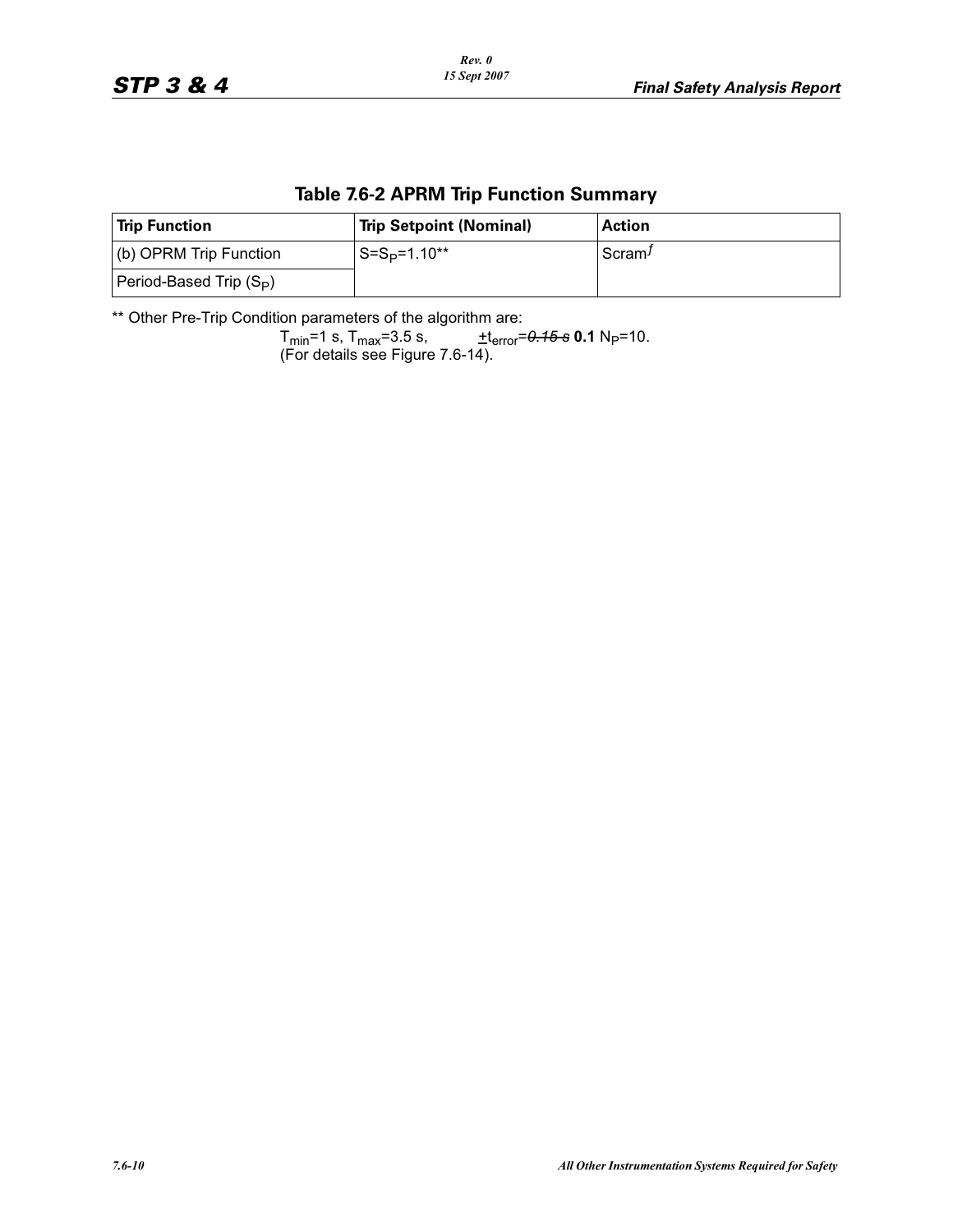## Table 7.6-2 APRM Trip Function Summary

| Trip Function | Trip Setpoint (Nominal) | Action |
|---|---|---|
| (b) OPRM Trip Function | $S=S_P=1.10$** | Scram[f] |
| Period-Based Trip ($S_P$) | | |

** Other Pre-Trip Condition parameters of the algorithm are:

$T_{min}$=1 s, $T_{max}$=3.5 s, $\pm t_{error}$=~~*0.15 s*~~ **0.1** $N_P$=10.
(For details see Figure 7.6-14).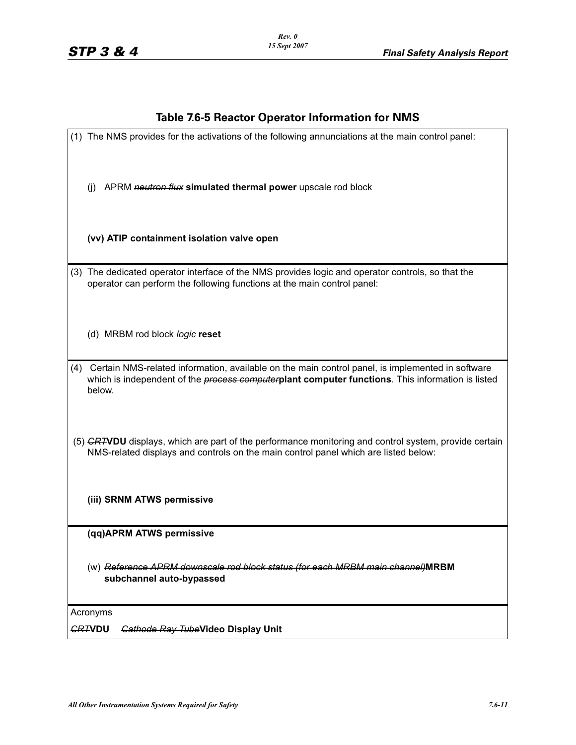## Table 7.6-5 Reactor Operator Information for NMS

| |
|---|
| (1) The NMS provides for the activations of the following annunciations at the main control panel:<br><br>(j) APRM ~~*neutron flux*~~ **simulated thermal power** upscale rod block<br><br>**(vv) ATIP containment isolation valve open** |
| (3) The dedicated operator interface of the NMS provides logic and operator controls, so that the operator can perform the following functions at the main control panel:<br><br>(d) MRBM rod block ~~*logic*~~ **reset** |
| (4) Certain NMS-related information, available on the main control panel, is implemented in software which is independent of the ~~*process computer*~~**plant computer functions**. This information is listed below.<br><br>(5) ~~*CRT*~~**VDU** displays, which are part of the performance monitoring and control system, provide certain NMS-related displays and controls on the main control panel which are listed below:<br><br>**(iii) SRNM ATWS permissive** |
| **(qq)APRM ATWS permissive**<br><br>(w) ~~*Reference APRM downscale rod block status (for each MRBM main channel)*~~**MRBM subchannel auto-bypassed** |
| Acronyms<br><br>~~*CRT*~~**VDU** ~~*Cathode Ray Tube*~~**Video Display Unit** |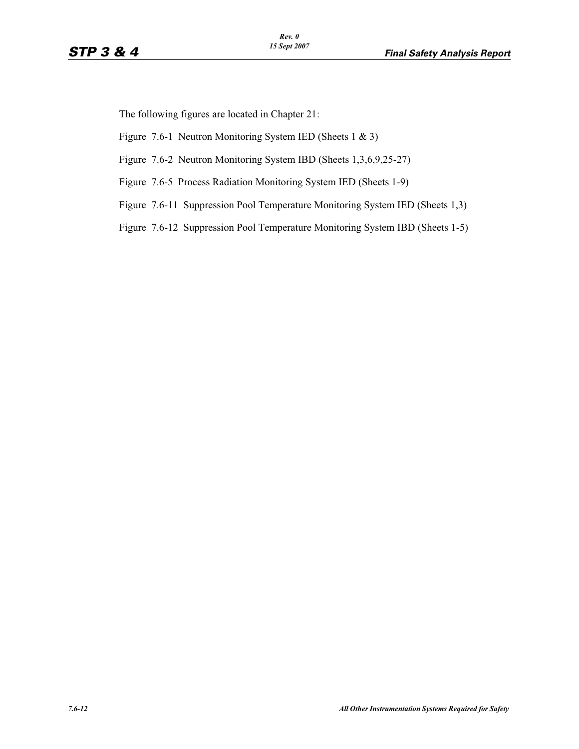The following figures are located in Chapter 21:

Figure 7.6-1 Neutron Monitoring System IED (Sheets 1 & 3)

Figure 7.6-2 Neutron Monitoring System IBD (Sheets 1,3,6,9,25-27)

Figure 7.6-5 Process Radiation Monitoring System IED (Sheets 1-9)

Figure 7.6-11 Suppression Pool Temperature Monitoring System IED (Sheets 1,3)

Figure 7.6-12 Suppression Pool Temperature Monitoring System IBD (Sheets 1-5)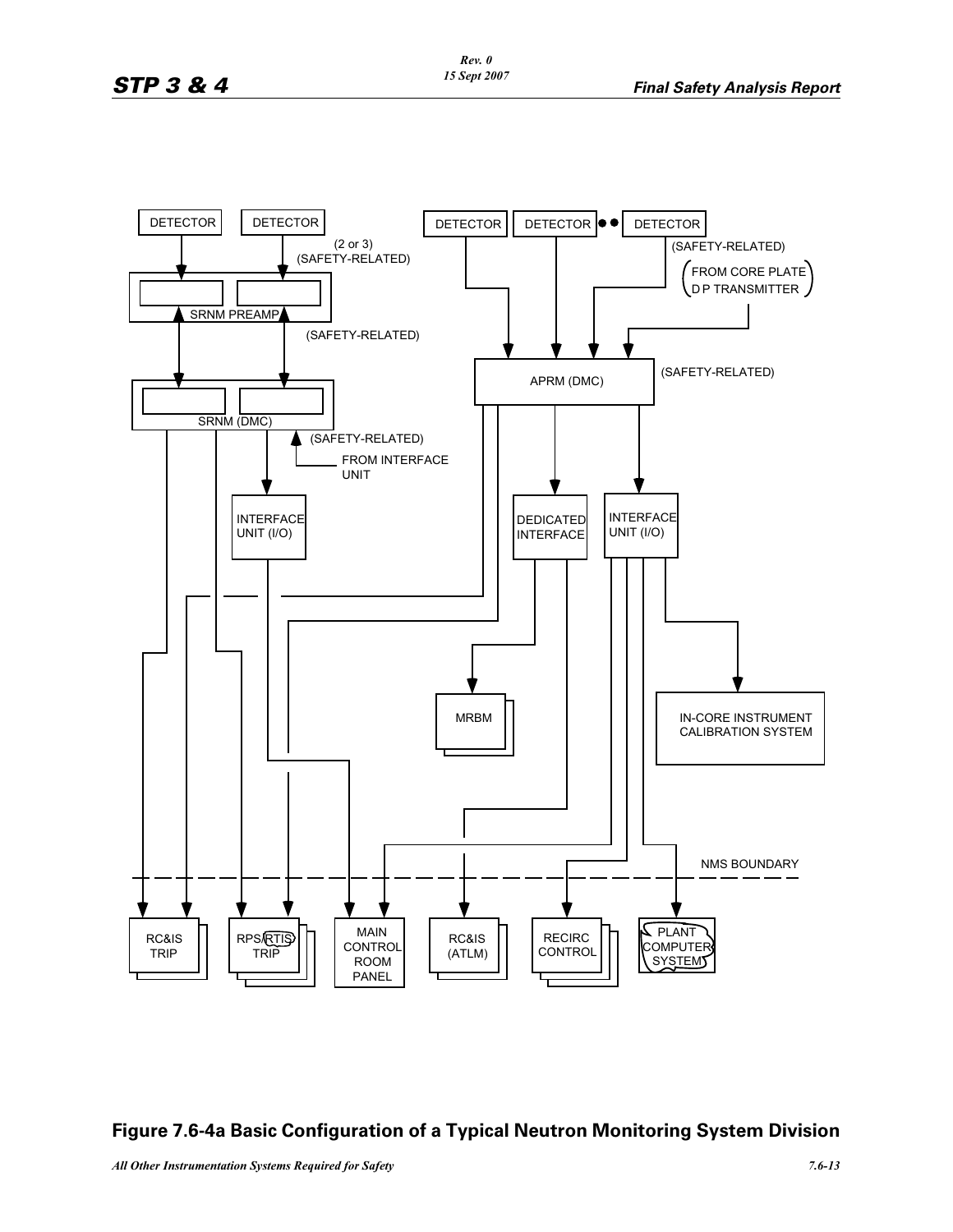DETECTOR

DETECTOR

(2 or 3)
(SAFETY-RELATED)

SRNM PREAMP

(SAFETY-RELATED)

SRNM (DMC)

(SAFETY-RELATED)

FROM INTERFACE
UNIT

INTERFACE
UNIT (I/O)

DETECTOR

DETECTOR

DETECTOR

(SAFETY-RELATED)

FROM CORE PLATE
D P TRANSMITTER

APRM (DMC)

(SAFETY-RELATED)

DEDICATED
INTERFACE

INTERFACE
UNIT (I/O)

MRBM

IN-CORE INSTRUMENT
CALIBRATION SYSTEM

NMS BOUNDARY

RC&IS
TRIP

RPS/RTIS
TRIP

MAIN
CONTROL
ROOM
PANEL

RC&IS
(ATLM)

RECIRC
CONTROL

PLANT
COMPUTER
SYSTEM

**Figure 7.6-4a Basic Configuration of a Typical Neutron Monitoring System Division**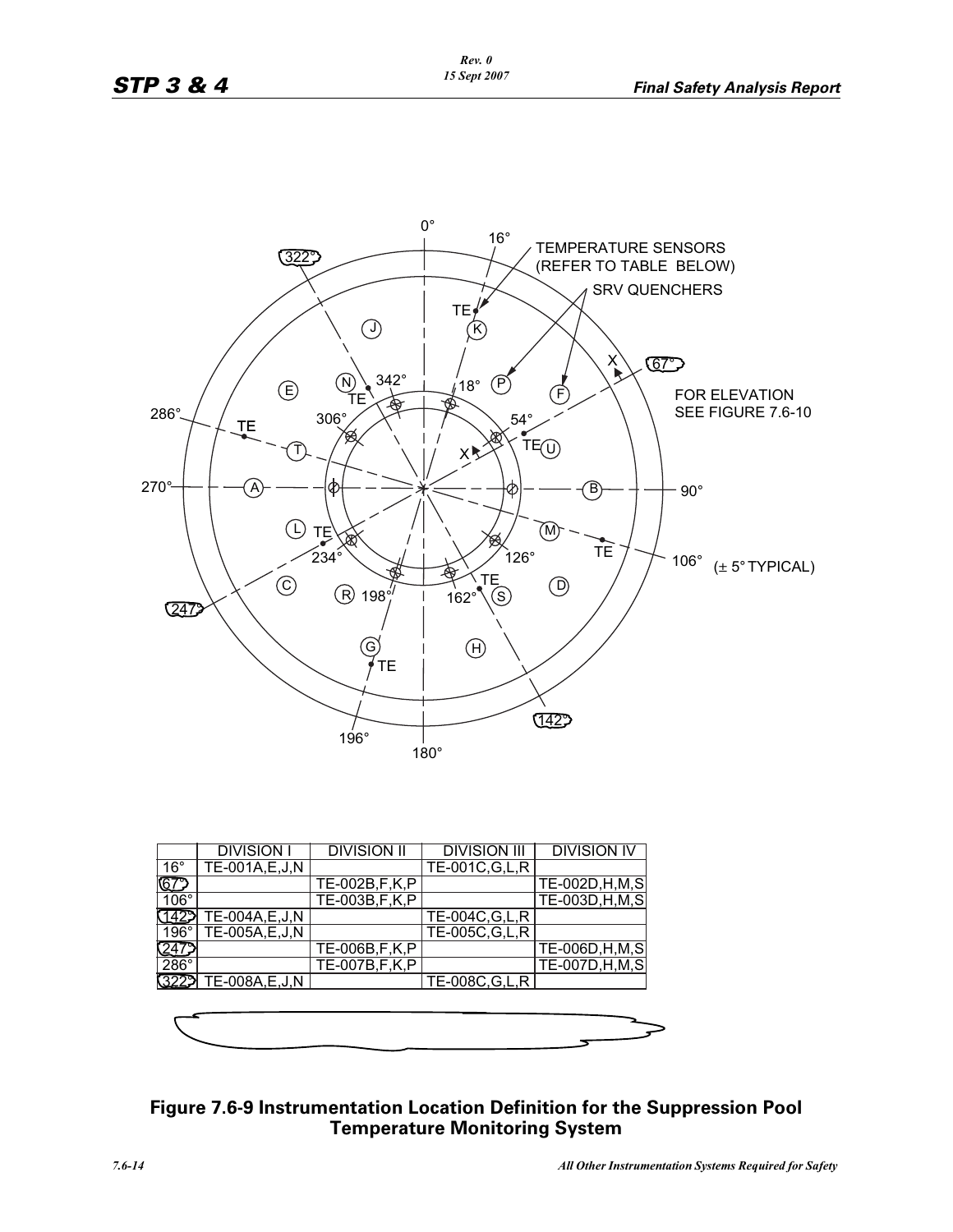0°

16°

TEMPERATURE SENSORS (REFER TO TABLE BELOW)

SRV QUENCHERS

322°

TE

K

J

X

67°

N

342°

18°

P

F

E

TE

FOR ELEVATION SEE FIGURE 7.6-10

286°

306°

54°

TE

TE

U

X

T

270°

A

B

90°

L

TE

M

234°

126°

TE

106°

(± 5° TYPICAL)

TE

C

R

198°

162°

S

D

247°

G

H

TE

142°

196°

180°

| | DIVISION I | DIVISION II | DIVISION III | DIVISION IV |
|---|---|---|---|---|
| 16° | TE-001A,E,J,N | | TE-001C,G,L,R | |
| 67° | | TE-002B,F,K,P | | TE-002D,H,M,S |
| 106° | | TE-003B,F,K,P | | TE-003D,H,M,S |
| 142° | TE-004A,E,J,N | | TE-004C,G,L,R | |
| 196° | TE-005A,E,J,N | | TE-005C,G,L,R | |
| 247° | | TE-006B,F,K,P | | TE-006D,H,M,S |
| 286° | | TE-007B,F,K,P | | TE-007D,H,M,S |
| 322° | TE-008A,E,J,N | | TE-008C,G,L,R | |

**Figure 7.6-9 Instrumentation Location Definition for the Suppression Pool Temperature Monitoring System**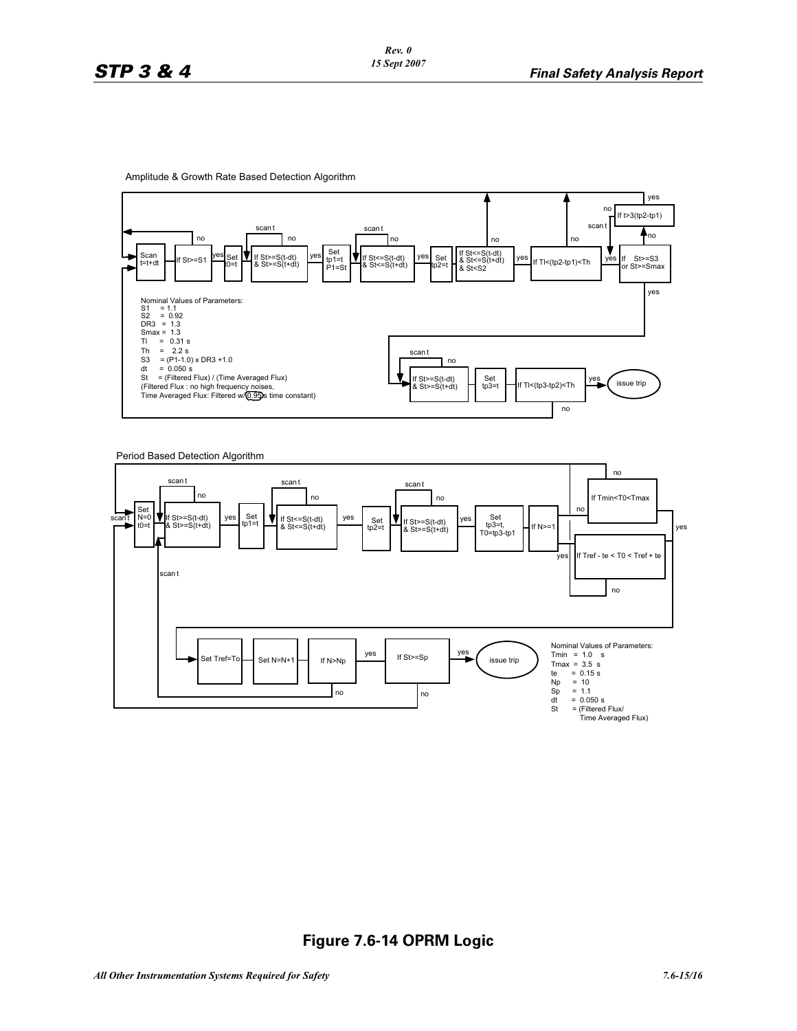Amplitude & Growth Rate Based Detection Algorithm

Scan t=t+dt

If St>=S1

Set t0=t

If St>=S(t-dt) & St>=S(t+dt)

Set tp1=t P1=St

If St<=S(t-dt) & St<=S(t+dt)

Set tp2=t

If St<=S(t-dt) & St<=S(t+dt) & St<S2

If Tl<(tp2-tp1)<Th

If St>=S3 or St>=Smax

If t>3(tp2-tp1)

If St>=S(t-dt) & St>=S(t+dt)

Set tp3=t

If Tl<(tp3-tp2)<Th

issue trip

yes

no

scan t

Nominal Values of Parameters:
S1 = 1.1
S2 = 0.92
DR3 = 1.3
Smax = 1.3
Tl = 0.31 s
Th = 2.2 s
S3 = (P1-1.0) x DR3 +1.0
dt = 0.050 s
St = (Filtered Flux) / (Time Averaged Flux)
(Filtered Flux : no high frequency noises,
Time Averaged Flux: Filtered w/ 0.95s time constant)

Period Based Detection Algorithm

Set N=0 t0=t

If St>=S(t-dt) & St>=S(t+dt)

Set tp1=t

If St<=S(t-dt) & St<=S(t+dt)

Set tp2=t

If St>=S(t-dt) & St>=S(t+dt)

Set tp3=t, T0=tp3-tp1

If N>=1

If Tmin<T0<Tmax

If Tref - te < T0 < Tref + te

Set Tref=To

Set N=N+1

If N>Np

If St>=Sp

issue trip

yes

no

scan t

Nominal Values of Parameters:
Tmin = 1.0 s
Tmax = 3.5 s
te = 0.15 s
Np = 10
Sp = 1.1
dt = 0.050 s
St = (Filtered Flux/ Time Averaged Flux)

**Figure 7.6-14 OPRM Logic**